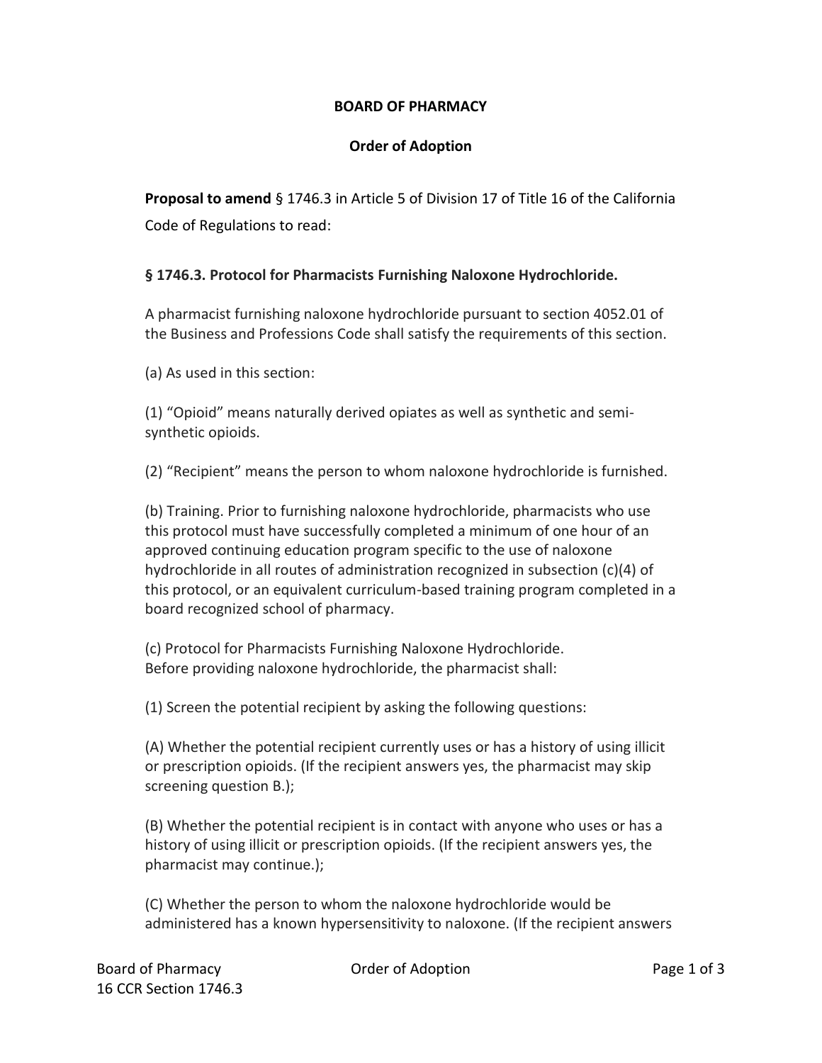**BOARD OF PHARMACY**

**Order of Adoption**

**Proposal to amend** § 1746.3 in Article 5 of Division 17 of Title 16 of the California Code of Regulations to read:

**§ 1746.3. Protocol for Pharmacists Furnishing Naloxone Hydrochloride.**

A pharmacist furnishing naloxone hydrochloride pursuant to section 4052.01 of the Business and Professions Code shall satisfy the requirements of this section.

(a) As used in this section:

(1) "Opioid" means naturally derived opiates as well as synthetic and semi-synthetic opioids.

(2) "Recipient" means the person to whom naloxone hydrochloride is furnished.

(b) Training. Prior to furnishing naloxone hydrochloride, pharmacists who use this protocol must have successfully completed a minimum of one hour of an approved continuing education program specific to the use of naloxone hydrochloride in all routes of administration recognized in subsection (c)(4) of this protocol, or an equivalent curriculum-based training program completed in a board recognized school of pharmacy.

(c) Protocol for Pharmacists Furnishing Naloxone Hydrochloride.
Before providing naloxone hydrochloride, the pharmacist shall:

(1) Screen the potential recipient by asking the following questions:

(A) Whether the potential recipient currently uses or has a history of using illicit or prescription opioids. (If the recipient answers yes, the pharmacist may skip screening question B.);

(B) Whether the potential recipient is in contact with anyone who uses or has a history of using illicit or prescription opioids. (If the recipient answers yes, the pharmacist may continue.);

(C) Whether the person to whom the naloxone hydrochloride would be administered has a known hypersensitivity to naloxone. (If the recipient answers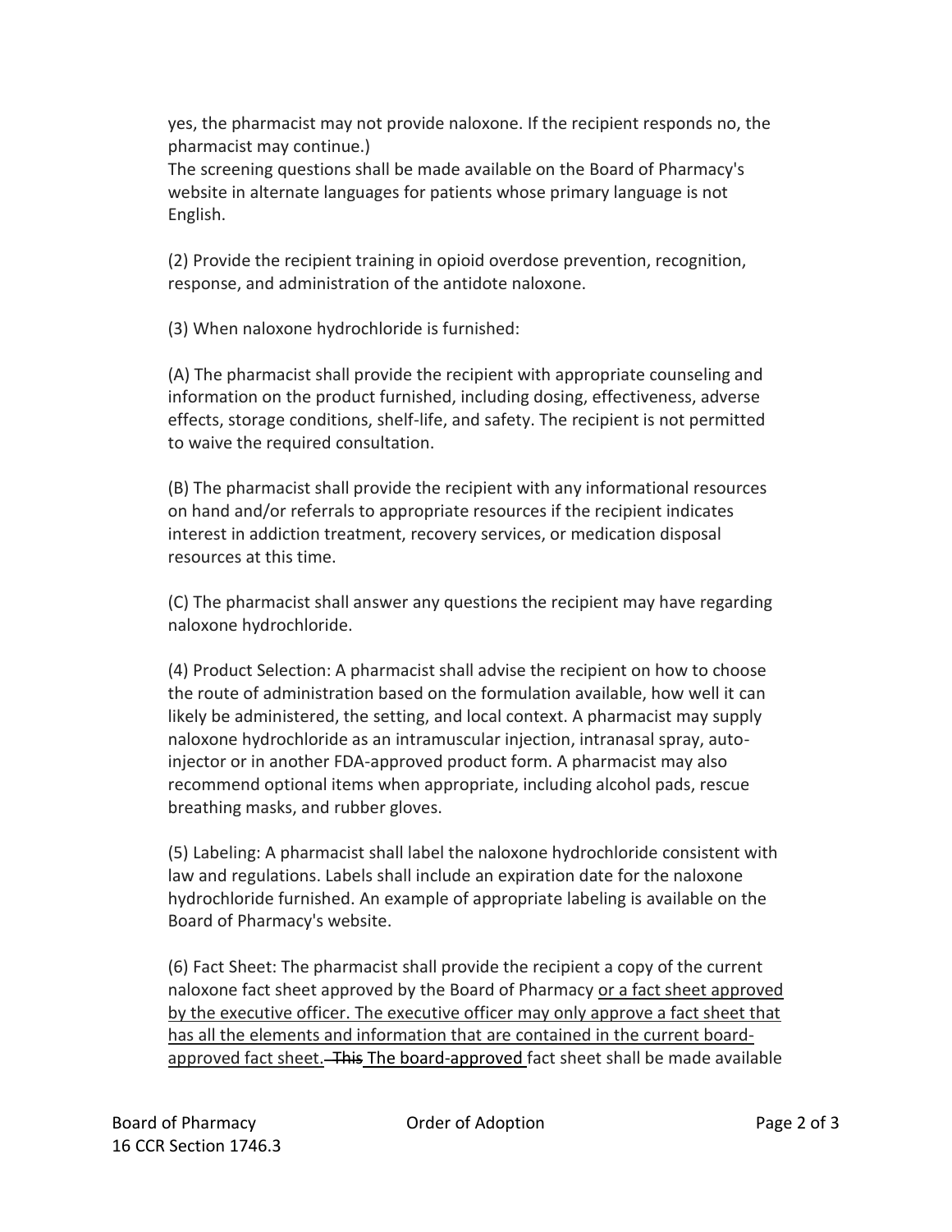yes, the pharmacist may not provide naloxone. If the recipient responds no, the pharmacist may continue.)

The screening questions shall be made available on the Board of Pharmacy's website in alternate languages for patients whose primary language is not English.

(2) Provide the recipient training in opioid overdose prevention, recognition, response, and administration of the antidote naloxone.

(3) When naloxone hydrochloride is furnished:

(A) The pharmacist shall provide the recipient with appropriate counseling and information on the product furnished, including dosing, effectiveness, adverse effects, storage conditions, shelf-life, and safety. The recipient is not permitted to waive the required consultation.

(B) The pharmacist shall provide the recipient with any informational resources on hand and/or referrals to appropriate resources if the recipient indicates interest in addiction treatment, recovery services, or medication disposal resources at this time.

(C) The pharmacist shall answer any questions the recipient may have regarding naloxone hydrochloride.

(4) Product Selection: A pharmacist shall advise the recipient on how to choose the route of administration based on the formulation available, how well it can likely be administered, the setting, and local context. A pharmacist may supply naloxone hydrochloride as an intramuscular injection, intranasal spray, auto-injector or in another FDA-approved product form. A pharmacist may also recommend optional items when appropriate, including alcohol pads, rescue breathing masks, and rubber gloves.

(5) Labeling: A pharmacist shall label the naloxone hydrochloride consistent with law and regulations. Labels shall include an expiration date for the naloxone hydrochloride furnished. An example of appropriate labeling is available on the Board of Pharmacy's website.

(6) Fact Sheet: The pharmacist shall provide the recipient a copy of the current naloxone fact sheet approved by the Board of Pharmacy <u>or a fact sheet approved by the executive officer. The executive officer may only approve a fact sheet that has all the elements and information that are contained in the current board-approved fact sheet.</u> ~~This~~ <u>The board-approved</u> fact sheet shall be made available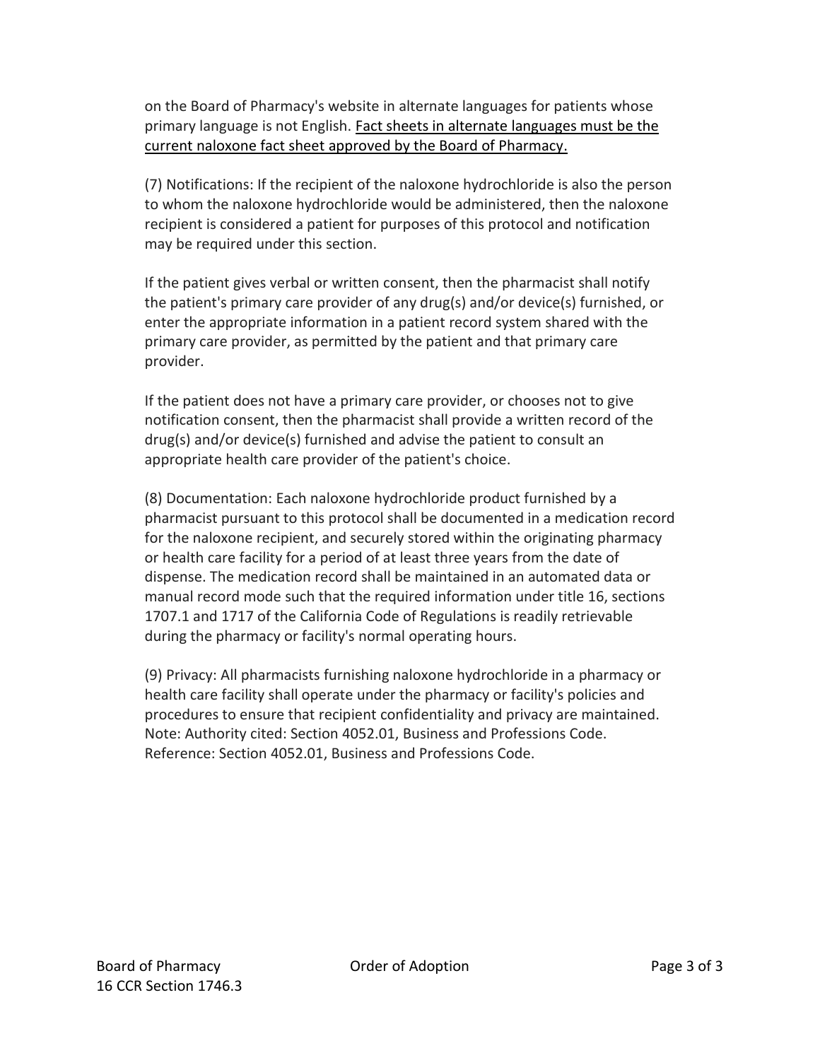on the Board of Pharmacy's website in alternate languages for patients whose primary language is not English. <u>Fact sheets in alternate languages must be the current naloxone fact sheet approved by the Board of Pharmacy.</u>

(7) Notifications: If the recipient of the naloxone hydrochloride is also the person to whom the naloxone hydrochloride would be administered, then the naloxone recipient is considered a patient for purposes of this protocol and notification may be required under this section.

If the patient gives verbal or written consent, then the pharmacist shall notify the patient's primary care provider of any drug(s) and/or device(s) furnished, or enter the appropriate information in a patient record system shared with the primary care provider, as permitted by the patient and that primary care provider.

If the patient does not have a primary care provider, or chooses not to give notification consent, then the pharmacist shall provide a written record of the drug(s) and/or device(s) furnished and advise the patient to consult an appropriate health care provider of the patient's choice.

(8) Documentation: Each naloxone hydrochloride product furnished by a pharmacist pursuant to this protocol shall be documented in a medication record for the naloxone recipient, and securely stored within the originating pharmacy or health care facility for a period of at least three years from the date of dispense. The medication record shall be maintained in an automated data or manual record mode such that the required information under title 16, sections 1707.1 and 1717 of the California Code of Regulations is readily retrievable during the pharmacy or facility's normal operating hours.

(9) Privacy: All pharmacists furnishing naloxone hydrochloride in a pharmacy or health care facility shall operate under the pharmacy or facility's policies and procedures to ensure that recipient confidentiality and privacy are maintained.
Note: Authority cited: Section 4052.01, Business and Professions Code. Reference: Section 4052.01, Business and Professions Code.